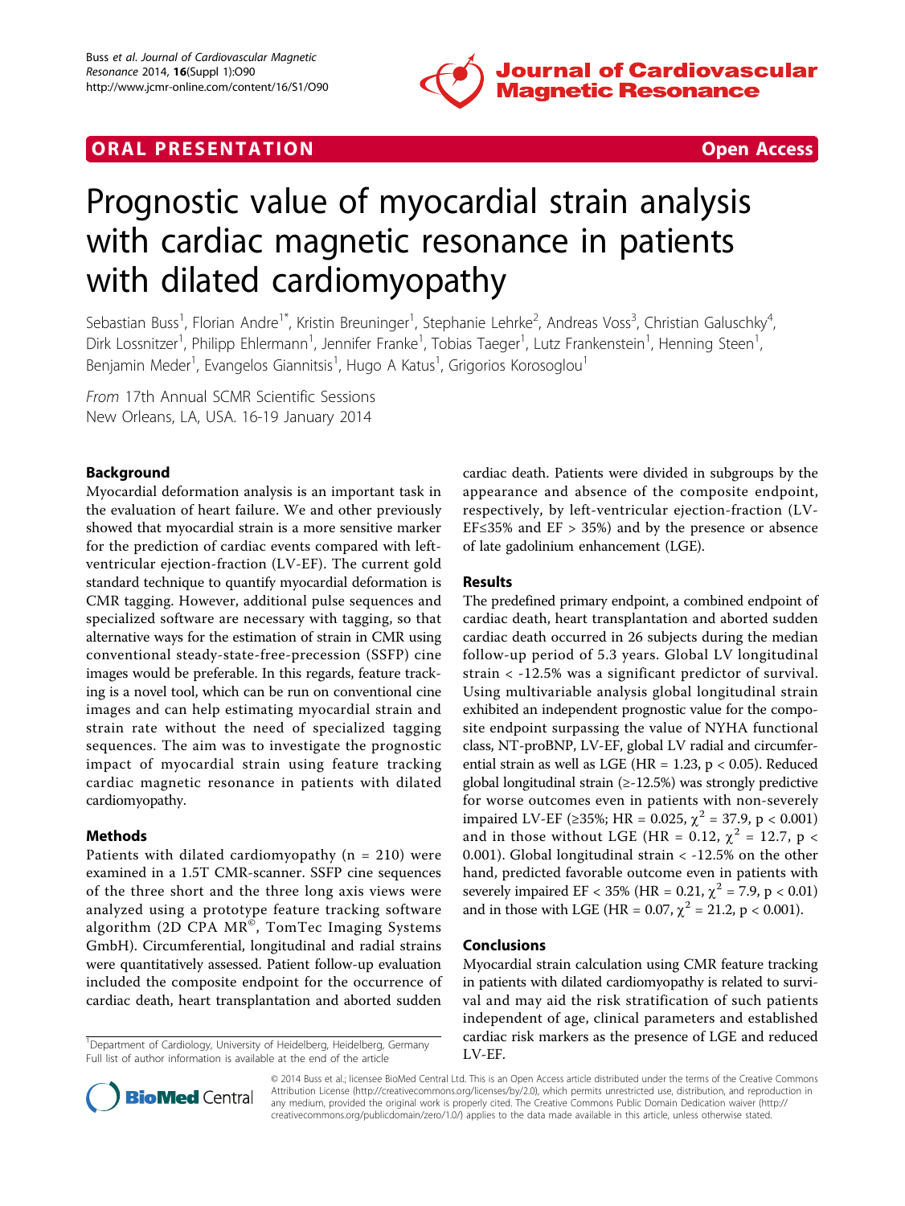**ORAL PRESENTATION** **Open Access**

# Prognostic value of myocardial strain analysis with cardiac magnetic resonance in patients with dilated cardiomyopathy

Sebastian Buss[1], Florian Andre[1*], Kristin Breuninger[1], Stephanie Lehrke[2], Andreas Voss[3], Christian Galuschky[4], Dirk Lossnitzer[1], Philipp Ehlermann[1], Jennifer Franke[1], Tobias Taeger[1], Lutz Frankenstein[1], Henning Steen[1], Benjamin Meder[1], Evangelos Giannitsis[1], Hugo A Katus[1], Grigorios Korosoglou[1]

*From* 17th Annual SCMR Scientific Sessions
New Orleans, LA, USA. 16-19 January 2014

## Background

Myocardial deformation analysis is an important task in the evaluation of heart failure. We and other previously showed that myocardial strain is a more sensitive marker for the prediction of cardiac events compared with left-ventricular ejection-fraction (LV-EF). The current gold standard technique to quantify myocardial deformation is CMR tagging. However, additional pulse sequences and specialized software are necessary with tagging, so that alternative ways for the estimation of strain in CMR using conventional steady-state-free-precession (SSFP) cine images would be preferable. In this regards, feature tracking is a novel tool, which can be run on conventional cine images and can help estimating myocardial strain and strain rate without the need of specialized tagging sequences. The aim was to investigate the prognostic impact of myocardial strain using feature tracking cardiac magnetic resonance in patients with dilated cardiomyopathy.

## Methods

Patients with dilated cardiomyopathy (n = 210) were examined in a 1.5T CMR-scanner. SSFP cine sequences of the three short and the three long axis views were analyzed using a prototype feature tracking software algorithm (2D CPA MR©, TomTec Imaging Systems GmbH). Circumferential, longitudinal and radial strains were quantitatively assessed. Patient follow-up evaluation included the composite endpoint for the occurrence of cardiac death, heart transplantation and aborted sudden cardiac death. Patients were divided in subgroups by the appearance and absence of the composite endpoint, respectively, by left-ventricular ejection-fraction (LV-EF≤35% and EF > 35%) and by the presence or absence of late gadolinium enhancement (LGE).

## Results

The predefined primary endpoint, a combined endpoint of cardiac death, heart transplantation and aborted sudden cardiac death occurred in 26 subjects during the median follow-up period of 5.3 years. Global LV longitudinal strain < -12.5% was a significant predictor of survival. Using multivariable analysis global longitudinal strain exhibited an independent prognostic value for the composite endpoint surpassing the value of NYHA functional class, NT-proBNP, LV-EF, global LV radial and circumferential strain as well as LGE (HR = 1.23, $p < 0.05$). Reduced global longitudinal strain (≥-12.5%) was strongly predictive for worse outcomes even in patients with non-severely impaired LV-EF (≥35%; HR = 0.025, $\chi^2 = 37.9$, $p < 0.001$) and in those without LGE (HR = 0.12, $\chi^2 = 12.7$, $p < 0.001$). Global longitudinal strain < -12.5% on the other hand, predicted favorable outcome even in patients with severely impaired EF < 35% (HR = 0.21, $\chi^2 = 7.9$, $p < 0.01$) and in those with LGE (HR = 0.07, $\chi^2 = 21.2$, $p < 0.001$).

## Conclusions

Myocardial strain calculation using CMR feature tracking in patients with dilated cardiomyopathy is related to survival and may aid the risk stratification of such patients independent of age, clinical parameters and established cardiac risk markers as the presence of LGE and reduced LV-EF.

[1]Department of Cardiology, University of Heidelberg, Heidelberg, Germany
Full list of author information is available at the end of the article

© 2014 Buss et al.; licensee BioMed Central Ltd. This is an Open Access article distributed under the terms of the Creative Commons Attribution License (http://creativecommons.org/licenses/by/2.0), which permits unrestricted use, distribution, and reproduction in any medium, provided the original work is properly cited. The Creative Commons Public Domain Dedication waiver (http://creativecommons.org/publicdomain/zero/1.0/) applies to the data made available in this article, unless otherwise stated.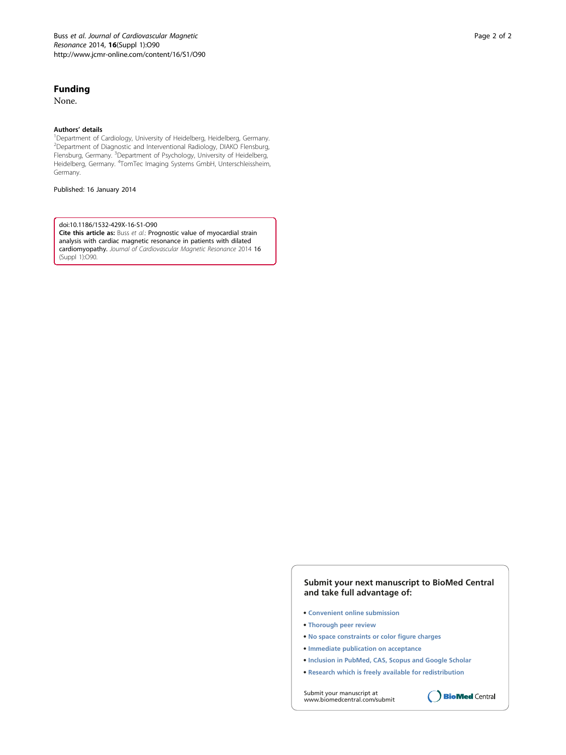## Funding

None.

#### Authors' details

[1]Department of Cardiology, University of Heidelberg, Heidelberg, Germany. [2]Department of Diagnostic and Interventional Radiology, DIAKO Flensburg, Flensburg, Germany. [3]Department of Psychology, University of Heidelberg, Heidelberg, Germany. [4]TomTec Imaging Systems GmbH, Unterschleissheim, Germany.

Published: 16 January 2014

doi:10.1186/1532-429X-16-S1-O90

**Cite this article as:** Buss *et al.*: Prognostic value of myocardial strain analysis with cardiac magnetic resonance in patients with dilated cardiomyopathy. *Journal of Cardiovascular Magnetic Resonance* 2014 **16** (Suppl 1):O90.

**Submit your next manuscript to BioMed Central and take full advantage of:**

- **Convenient online submission**
- **Thorough peer review**
- **No space constraints or color figure charges**
- **Immediate publication on acceptance**
- **Inclusion in PubMed, CAS, Scopus and Google Scholar**
- **Research which is freely available for redistribution**

Submit your manuscript at www.biomedcentral.com/submit

BioMed Central